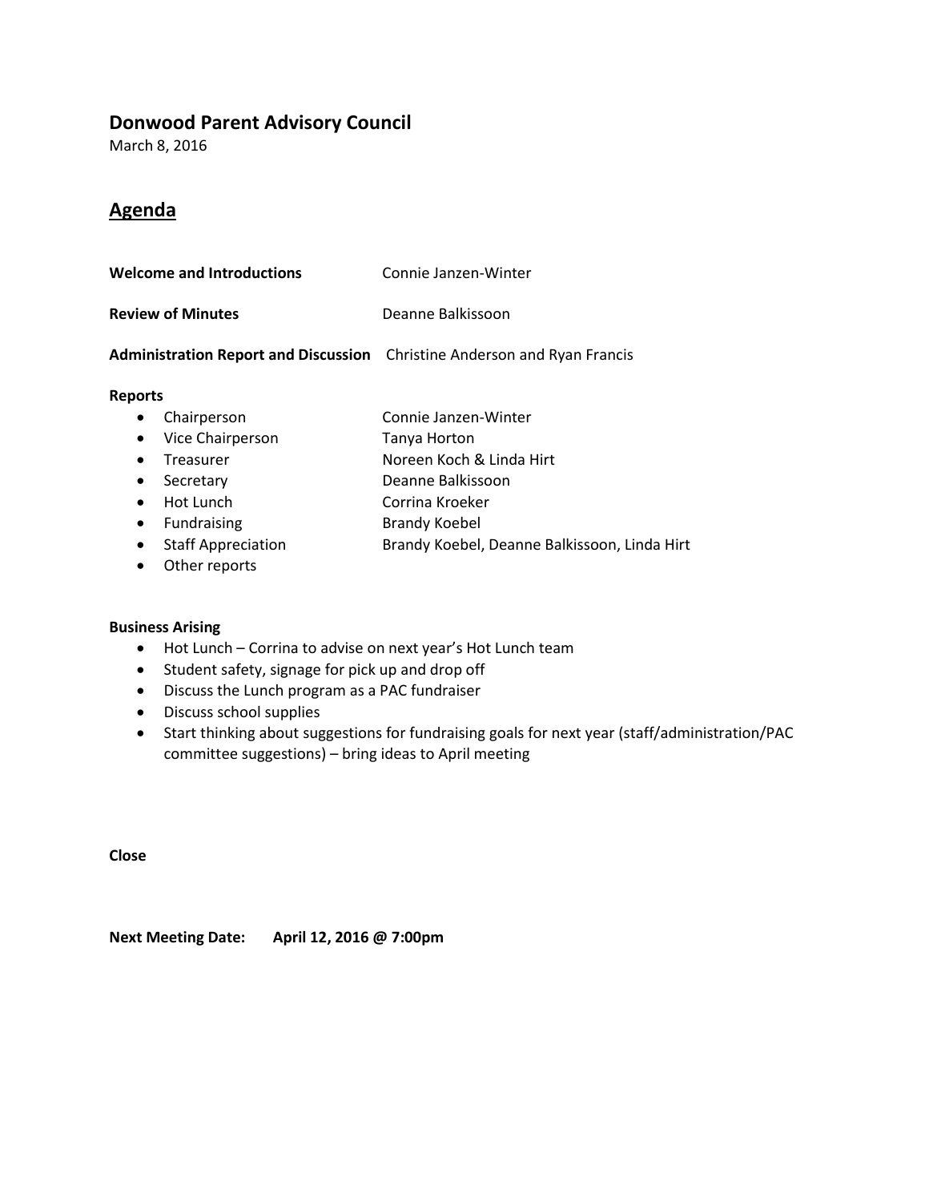# Donwood Parent Advisory Council

March 8, 2016

## Agenda

**Welcome and Introductions** Connie Janzen-Winter

**Review of Minutes** Deanne Balkissoon

**Administration Report and Discussion** Christine Anderson and Ryan Francis

**Reports**

- Chairperson Connie Janzen-Winter
- Vice Chairperson Tanya Horton
- Treasurer Noreen Koch & Linda Hirt
- Secretary Deanne Balkissoon
- Hot Lunch Corrina Kroeker
- Fundraising Brandy Koebel
- Staff Appreciation Brandy Koebel, Deanne Balkissoon, Linda Hirt
- Other reports

**Business Arising**

- Hot Lunch – Corrina to advise on next year's Hot Lunch team
- Student safety, signage for pick up and drop off
- Discuss the Lunch program as a PAC fundraiser
- Discuss school supplies
- Start thinking about suggestions for fundraising goals for next year (staff/administration/PAC committee suggestions) – bring ideas to April meeting

**Close**

**Next Meeting Date: April 12, 2016 @ 7:00pm**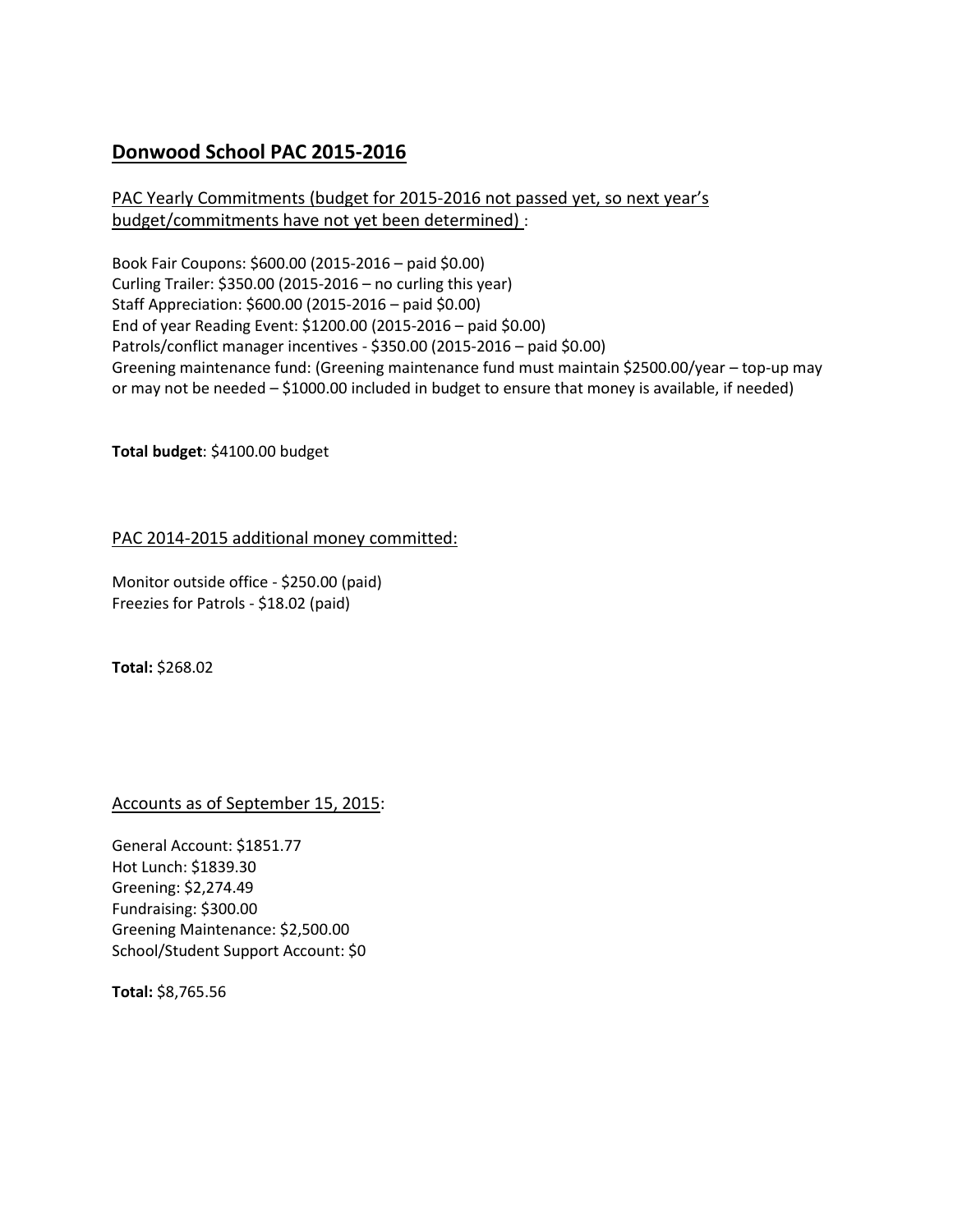## Donwood School PAC 2015-2016

PAC Yearly Commitments (budget for 2015-2016 not passed yet, so next year's budget/commitments have not yet been determined) :

Book Fair Coupons: $600.00 (2015-2016 – paid $0.00)
Curling Trailer: $350.00 (2015-2016 – no curling this year)
Staff Appreciation: $600.00 (2015-2016 – paid $0.00)
End of year Reading Event: $1200.00 (2015-2016 – paid $0.00)
Patrols/conflict manager incentives - $350.00 (2015-2016 – paid $0.00)
Greening maintenance fund: (Greening maintenance fund must maintain $2500.00/year – top-up may or may not be needed – $1000.00 included in budget to ensure that money is available, if needed)

**Total budget**: $4100.00 budget

PAC 2014-2015 additional money committed:

Monitor outside office - $250.00 (paid)
Freezies for Patrols - $18.02 (paid)

**Total:** $268.02

Accounts as of September 15, 2015:

General Account: $1851.77
Hot Lunch: $1839.30
Greening: $2,274.49
Fundraising: $300.00
Greening Maintenance: $2,500.00
School/Student Support Account: $0

**Total:** $8,765.56